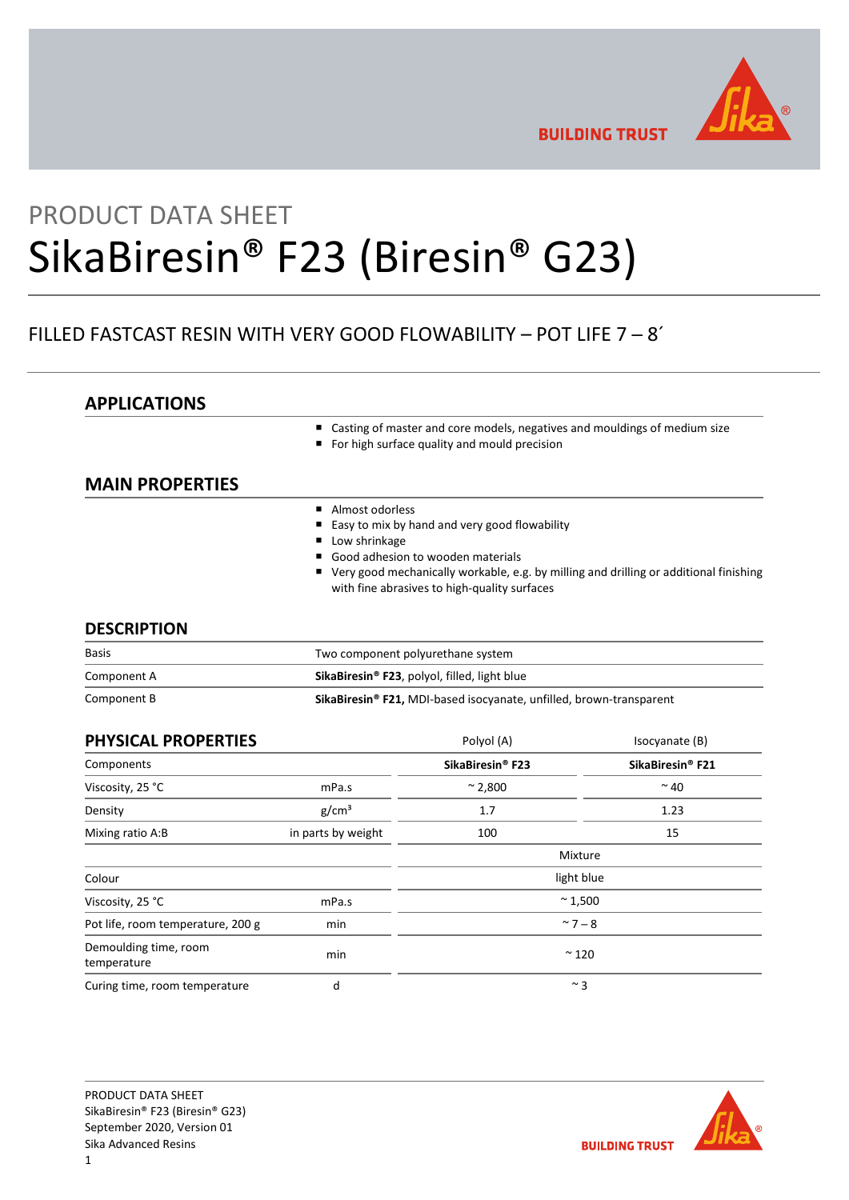PRODUCT DATA SHEET

# SikaBiresin® F23 (Biresin® G23)

FILLED FASTCAST RESIN WITH VERY GOOD FLOWABILITY – POT LIFE 7 – 8´

## APPLICATIONS

- Casting of master and core models, negatives and mouldings of medium size
- For high surface quality and mould precision

## MAIN PROPERTIES

- Almost odorless
- Easy to mix by hand and very good flowability
- Low shrinkage
- Good adhesion to wooden materials
- Very good mechanically workable, e.g. by milling and drilling or additional finishing with fine abrasives to high-quality surfaces

## DESCRIPTION

| | |
|---|---|
| Basis | Two component polyurethane system |
| Component A | **SikaBiresin® F23**, polyol, filled, light blue |
| Component B | **SikaBiresin® F21,** MDI-based isocyanate, unfilled, brown-transparent |

## PHYSICAL PROPERTIES

| | | Polyol (A) | Isocyanate (B) |
|---|---|---|---|
| Components | | **SikaBiresin® F23** | **SikaBiresin® F21** |
| Viscosity, 25 °C | mPa.s | ~ 2,800 | ~ 40 |
| Density | g/cm³ | 1.7 | 1.23 |
| Mixing ratio A:B | in parts by weight | 100 | 15 |
| | | Mixture | |
| Colour | | light blue | |
| Viscosity, 25 °C | mPa.s | ~ 1,500 | |
| Pot life, room temperature, 200 g | min | ~ 7 – 8 | |
| Demoulding time, room temperature | min | ~ 120 | |
| Curing time, room temperature | d | ~ 3 | |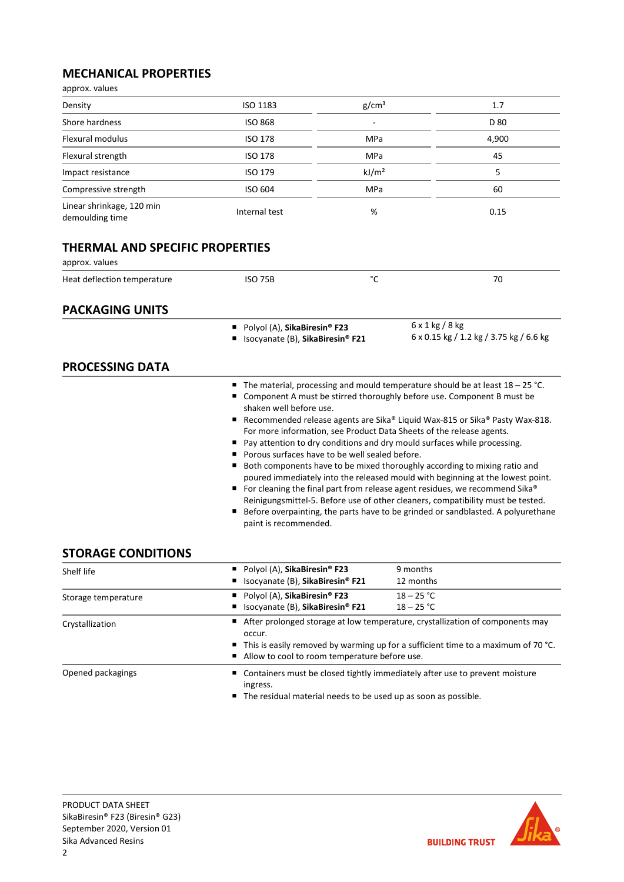## MECHANICAL PROPERTIES

approx. values

| | | | |
|---|---|---|---|
| Density | ISO 1183 | g/cm³ | 1.7 |
| Shore hardness | ISO 868 | - | D 80 |
| Flexural modulus | ISO 178 | MPa | 4,900 |
| Flexural strength | ISO 178 | MPa | 45 |
| Impact resistance | ISO 179 | kJ/m² | 5 |
| Compressive strength | ISO 604 | MPa | 60 |
| Linear shrinkage, 120 min demoulding time | Internal test | % | 0.15 |

## THERMAL AND SPECIFIC PROPERTIES

approx. values

| | | | |
|---|---|---|---|
| Heat deflection temperature | ISO 75B | °C | 70 |

## PACKAGING UNITS

- Polyol (A), **SikaBiresin® F23** — 6 x 1 kg / 8 kg
- Isocyanate (B), **SikaBiresin® F21** — 6 x 0.15 kg / 1.2 kg / 3.75 kg / 6.6 kg

## PROCESSING DATA

- The material, processing and mould temperature should be at least 18 – 25 °C.
- Component A must be stirred thoroughly before use. Component B must be shaken well before use.
- Recommended release agents are Sika® Liquid Wax-815 or Sika® Pasty Wax-818. For more information, see Product Data Sheets of the release agents.
- Pay attention to dry conditions and dry mould surfaces while processing.
- Porous surfaces have to be well sealed before.
- Both components have to be mixed thoroughly according to mixing ratio and poured immediately into the released mould with beginning at the lowest point.
- For cleaning the final part from release agent residues, we recommend Sika® Reinigungsmittel-5. Before use of other cleaners, compatibility must be tested.
- Before overpainting, the parts have to be grinded or sandblasted. A polyurethane paint is recommended.

## STORAGE CONDITIONS

| | |
|---|---|
| Shelf life | Polyol (A), **SikaBiresin® F23**: 9 months<br>Isocyanate (B), **SikaBiresin® F21**: 12 months |
| Storage temperature | Polyol (A), **SikaBiresin® F23**: 18 – 25 °C<br>Isocyanate (B), **SikaBiresin® F21**: 18 – 25 °C |
| Crystallization | After prolonged storage at low temperature, crystallization of components may occur.<br>This is easily removed by warming up for a sufficient time to a maximum of 70 °C.<br>Allow to cool to room temperature before use. |
| Opened packagings | Containers must be closed tightly immediately after use to prevent moisture ingress.<br>The residual material needs to be used up as soon as possible. |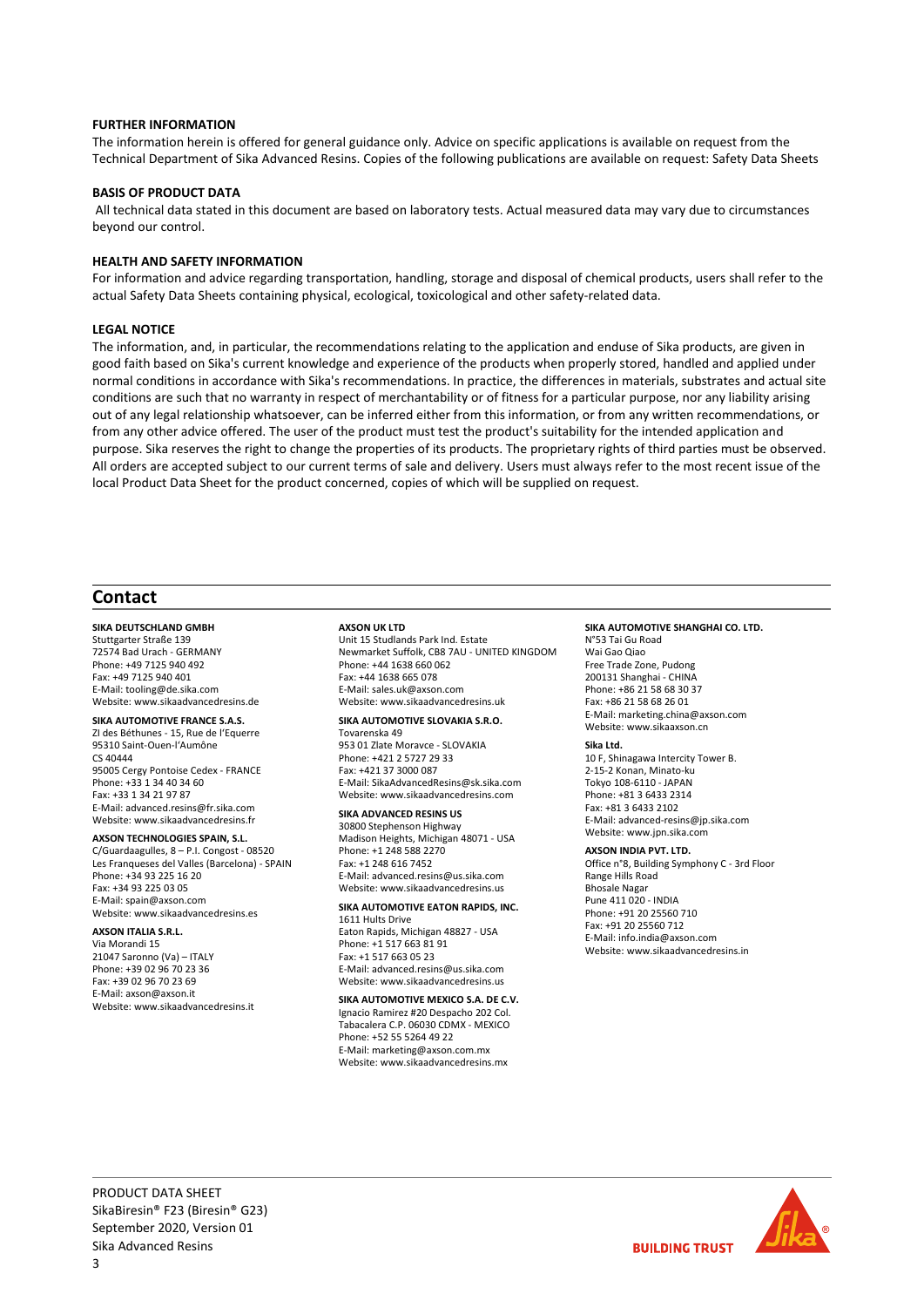**FURTHER INFORMATION**

The information herein is offered for general guidance only. Advice on specific applications is available on request from the Technical Department of Sika Advanced Resins. Copies of the following publications are available on request: Safety Data Sheets

**BASIS OF PRODUCT DATA**

All technical data stated in this document are based on laboratory tests. Actual measured data may vary due to circumstances beyond our control.

**HEALTH AND SAFETY INFORMATION**

For information and advice regarding transportation, handling, storage and disposal of chemical products, users shall refer to the actual Safety Data Sheets containing physical, ecological, toxicological and other safety-related data.

**LEGAL NOTICE**

The information, and, in particular, the recommendations relating to the application and enduse of Sika products, are given in good faith based on Sika's current knowledge and experience of the products when properly stored, handled and applied under normal conditions in accordance with Sika's recommendations. In practice, the differences in materials, substrates and actual site conditions are such that no warranty in respect of merchantability or of fitness for a particular purpose, nor any liability arising out of any legal relationship whatsoever, can be inferred either from this information, or from any written recommendations, or from any other advice offered. The user of the product must test the product's suitability for the intended application and purpose. Sika reserves the right to change the properties of its products. The proprietary rights of third parties must be observed. All orders are accepted subject to our current terms of sale and delivery. Users must always refer to the most recent issue of the local Product Data Sheet for the product concerned, copies of which will be supplied on request.

## Contact

**SIKA DEUTSCHLAND GMBH**
Stuttgarter Straße 139
72574 Bad Urach - GERMANY
Phone: +49 7125 940 492
Fax: +49 7125 940 401
E-Mail: tooling@de.sika.com
Website: www.sikaadvancedresins.de

**SIKA AUTOMOTIVE FRANCE S.A.S.**
ZI des Béthunes - 15, Rue de l'Equerre
95310 Saint-Ouen-l'Aumône
CS 40444
95005 Cergy Pontoise Cedex - FRANCE
Phone: +33 1 34 40 34 60
Fax: +33 1 34 21 97 87
E-Mail: advanced.resins@fr.sika.com
Website: www.sikaadvancedresins.fr

**AXSON TECHNOLOGIES SPAIN, S.L.**
C/Guardaagulles, 8 – P.I. Congost - 08520
Les Franqueses del Valles (Barcelona) - SPAIN
Phone: +34 93 225 16 20
Fax: +34 93 225 03 05
E-Mail: spain@axson.com
Website: www.sikaadvancedresins.es

**AXSON ITALIA S.R.L.**
Via Morandi 15
21047 Saronno (Va) – ITALY
Phone: +39 02 96 70 23 36
Fax: +39 02 96 70 23 69
E-Mail: axson@axson.it
Website: www.sikaadvancedresins.it

**AXSON UK LTD**
Unit 15 Studlands Park Ind. Estate
Newmarket Suffolk, CB8 7AU - UNITED KINGDOM
Phone: +44 1638 660 062
Fax: +44 1638 665 078
E-Mail: sales.uk@axson.com
Website: www.sikaadvancedresins.uk

**SIKA AUTOMOTIVE SLOVAKIA S.R.O.**
Tovarenska 49
953 01 Zlate Moravce - SLOVAKIA
Phone: +421 2 5727 29 33
Fax: +421 37 3000 087
E-Mail: SikaAdvancedResins@sk.sika.com
Website: www.sikaadvancedresins.com

**SIKA ADVANCED RESINS US**
30800 Stephenson Highway
Madison Heights, Michigan 48071 - USA
Phone: +1 248 588 2270
Fax: +1 248 616 7452
E-Mail: advanced.resins@us.sika.com
Website: www.sikaadvancedresins.us

**SIKA AUTOMOTIVE EATON RAPIDS, INC.**
1611 Hults Drive
Eaton Rapids, Michigan 48827 - USA
Phone: +1 517 663 81 91
Fax: +1 517 663 05 23
E-Mail: advanced.resins@us.sika.com
Website: www.sikaadvancedresins.us

**SIKA AUTOMOTIVE MEXICO S.A. DE C.V.**
Ignacio Ramirez #20 Despacho 202 Col.
Tabacalera C.P. 06030 CDMX - MEXICO
Phone: +52 55 5264 49 22
E-Mail: marketing@axson.com.mx
Website: www.sikaadvancedresins.mx

**SIKA AUTOMOTIVE SHANGHAI CO. LTD.**
N°53 Tai Gu Road
Wai Gao Qiao
Free Trade Zone, Pudong
200131 Shanghai - CHINA
Phone: +86 21 58 68 30 37
Fax: +86 21 58 68 26 01
E-Mail: marketing.china@axson.com
Website: www.sikaaxson.cn

**Sika Ltd.**
10 F, Shinagawa Intercity Tower B.
2-15-2 Konan, Minato-ku
Tokyo 108-6110 - JAPAN
Phone: +81 3 6433 2314
Fax: +81 3 6433 2102
E-Mail: advanced-resins@jp.sika.com
Website: www.jpn.sika.com

**AXSON INDIA PVT. LTD.**
Office n°8, Building Symphony C - 3rd Floor
Range Hills Road
Bhosale Nagar
Pune 411 020 - INDIA
Phone: +91 20 25560 710
Fax: +91 20 25560 712
E-Mail: info.india@axson.com
Website: www.sikaadvancedresins.in

PRODUCT DATA SHEET
SikaBiresin® F23 (Biresin® G23)
September 2020, Version 01
Sika Advanced Resins